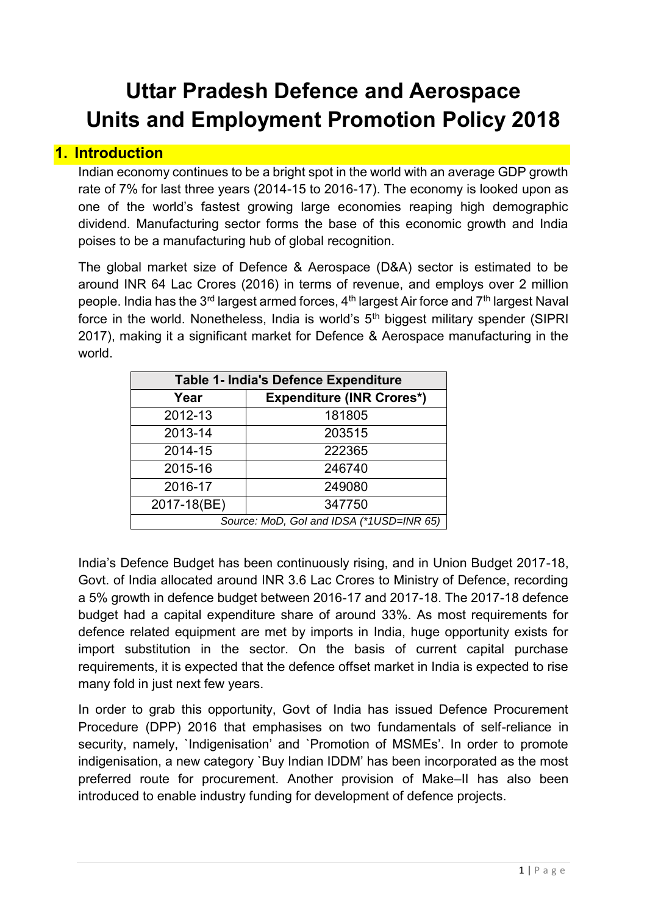# Uttar Pradesh Defence and Aerospace Units and Employment Promotion Policy 2018

## 1. Introduction

Indian economy continues to be a bright spot in the world with an average GDP growth rate of 7% for last three years (2014-15 to 2016-17). The economy is looked upon as one of the world's fastest growing large economies reaping high demographic dividend. Manufacturing sector forms the base of this economic growth and India poises to be a manufacturing hub of global recognition.

The global market size of Defence & Aerospace (D&A) sector is estimated to be around INR 64 Lac Crores (2016) in terms of revenue, and employs over 2 million people. India has the 3rd largest armed forces, 4th largest Air force and 7th largest Naval force in the world. Nonetheless, India is world's 5th biggest military spender (SIPRI 2017), making it a significant market for Defence & Aerospace manufacturing in the world.

| Table 1- India's Defence Expenditure | |
|---|---|
| **Year** | **Expenditure (INR Crores\*)** |
| 2012-13 | 181805 |
| 2013-14 | 203515 |
| 2014-15 | 222365 |
| 2015-16 | 246740 |
| 2016-17 | 249080 |
| 2017-18(BE) | 347750 |
| *Source: MoD, GoI and IDSA (\*1USD=INR 65)* | |

India's Defence Budget has been continuously rising, and in Union Budget 2017-18, Govt. of India allocated around INR 3.6 Lac Crores to Ministry of Defence, recording a 5% growth in defence budget between 2016-17 and 2017-18. The 2017-18 defence budget had a capital expenditure share of around 33%. As most requirements for defence related equipment are met by imports in India, huge opportunity exists for import substitution in the sector. On the basis of current capital purchase requirements, it is expected that the defence offset market in India is expected to rise many fold in just next few years.

In order to grab this opportunity, Govt of India has issued Defence Procurement Procedure (DPP) 2016 that emphasises on two fundamentals of self-reliance in security, namely, `Indigenisation' and `Promotion of MSMEs'. In order to promote indigenisation, a new category `Buy Indian IDDM' has been incorporated as the most preferred route for procurement. Another provision of Make–II has also been introduced to enable industry funding for development of defence projects.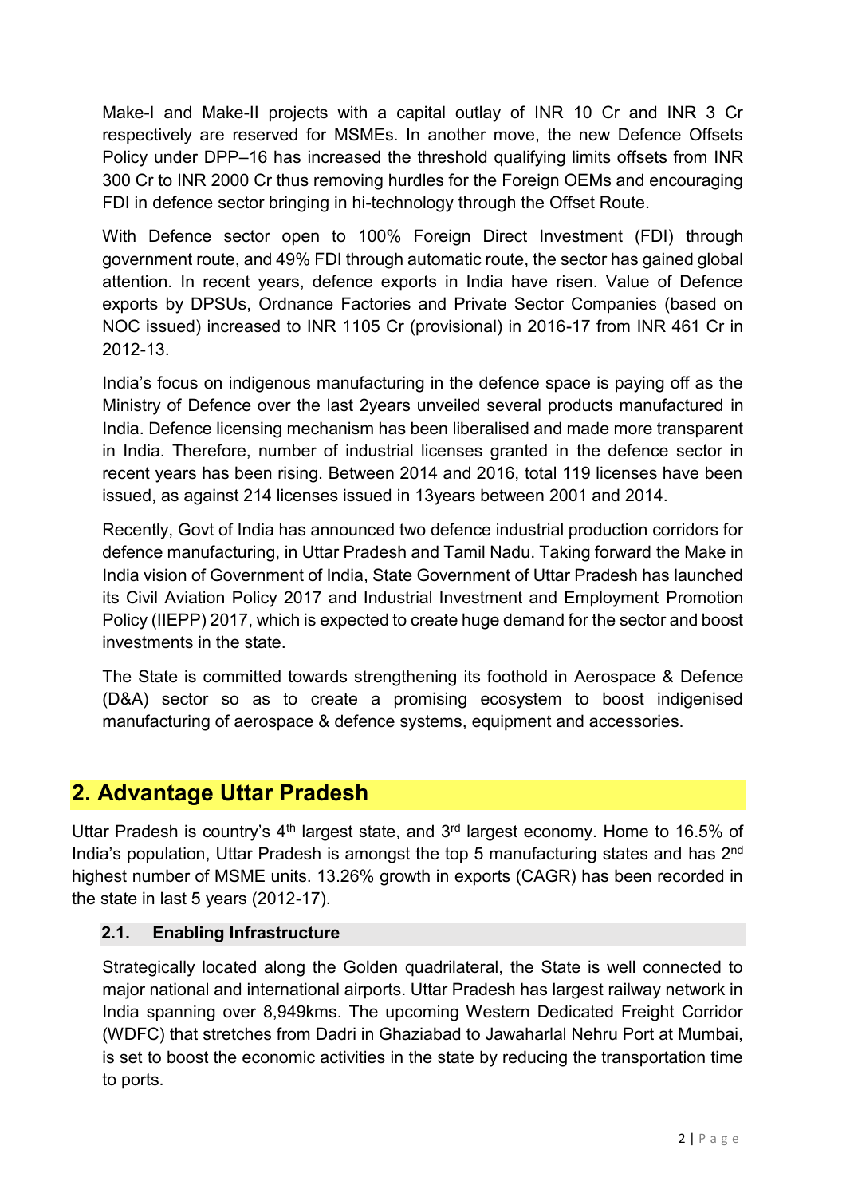Make-I and Make-II projects with a capital outlay of INR 10 Cr and INR 3 Cr respectively are reserved for MSMEs. In another move, the new Defence Offsets Policy under DPP–16 has increased the threshold qualifying limits offsets from INR 300 Cr to INR 2000 Cr thus removing hurdles for the Foreign OEMs and encouraging FDI in defence sector bringing in hi-technology through the Offset Route.

With Defence sector open to 100% Foreign Direct Investment (FDI) through government route, and 49% FDI through automatic route, the sector has gained global attention. In recent years, defence exports in India have risen. Value of Defence exports by DPSUs, Ordnance Factories and Private Sector Companies (based on NOC issued) increased to INR 1105 Cr (provisional) in 2016-17 from INR 461 Cr in 2012-13.

India's focus on indigenous manufacturing in the defence space is paying off as the Ministry of Defence over the last 2years unveiled several products manufactured in India. Defence licensing mechanism has been liberalised and made more transparent in India. Therefore, number of industrial licenses granted in the defence sector in recent years has been rising. Between 2014 and 2016, total 119 licenses have been issued, as against 214 licenses issued in 13years between 2001 and 2014.

Recently, Govt of India has announced two defence industrial production corridors for defence manufacturing, in Uttar Pradesh and Tamil Nadu. Taking forward the Make in India vision of Government of India, State Government of Uttar Pradesh has launched its Civil Aviation Policy 2017 and Industrial Investment and Employment Promotion Policy (IIEPP) 2017, which is expected to create huge demand for the sector and boost investments in the state.

The State is committed towards strengthening its foothold in Aerospace & Defence (D&A) sector so as to create a promising ecosystem to boost indigenised manufacturing of aerospace & defence systems, equipment and accessories.

## 2. Advantage Uttar Pradesh

Uttar Pradesh is country's 4th largest state, and 3rd largest economy. Home to 16.5% of India's population, Uttar Pradesh is amongst the top 5 manufacturing states and has 2nd highest number of MSME units. 13.26% growth in exports (CAGR) has been recorded in the state in last 5 years (2012-17).

### 2.1. Enabling Infrastructure

Strategically located along the Golden quadrilateral, the State is well connected to major national and international airports. Uttar Pradesh has largest railway network in India spanning over 8,949kms. The upcoming Western Dedicated Freight Corridor (WDFC) that stretches from Dadri in Ghaziabad to Jawaharlal Nehru Port at Mumbai, is set to boost the economic activities in the state by reducing the transportation time to ports.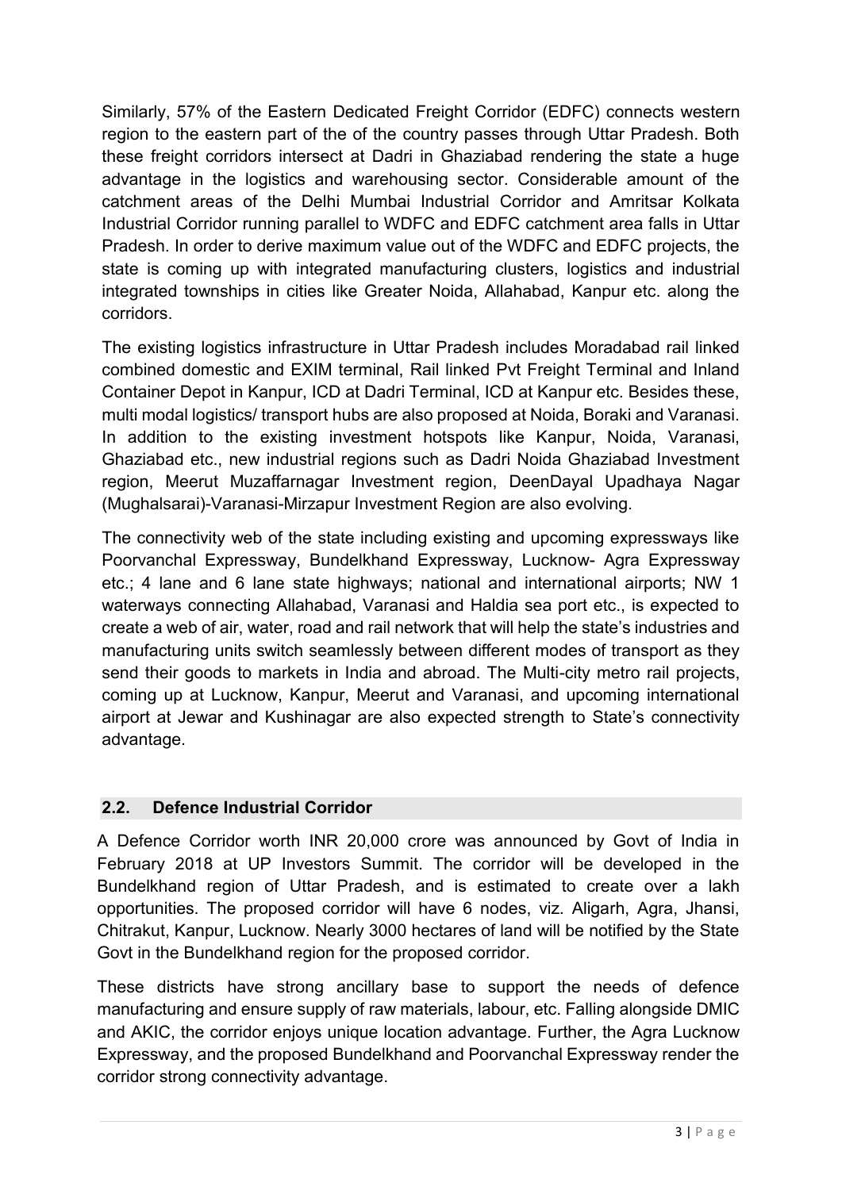Similarly, 57% of the Eastern Dedicated Freight Corridor (EDFC) connects western region to the eastern part of the of the country passes through Uttar Pradesh. Both these freight corridors intersect at Dadri in Ghaziabad rendering the state a huge advantage in the logistics and warehousing sector. Considerable amount of the catchment areas of the Delhi Mumbai Industrial Corridor and Amritsar Kolkata Industrial Corridor running parallel to WDFC and EDFC catchment area falls in Uttar Pradesh. In order to derive maximum value out of the WDFC and EDFC projects, the state is coming up with integrated manufacturing clusters, logistics and industrial integrated townships in cities like Greater Noida, Allahabad, Kanpur etc. along the corridors.

The existing logistics infrastructure in Uttar Pradesh includes Moradabad rail linked combined domestic and EXIM terminal, Rail linked Pvt Freight Terminal and Inland Container Depot in Kanpur, ICD at Dadri Terminal, ICD at Kanpur etc. Besides these, multi modal logistics/ transport hubs are also proposed at Noida, Boraki and Varanasi. In addition to the existing investment hotspots like Kanpur, Noida, Varanasi, Ghaziabad etc., new industrial regions such as Dadri Noida Ghaziabad Investment region, Meerut Muzaffarnagar Investment region, DeenDayal Upadhaya Nagar (Mughalsarai)-Varanasi-Mirzapur Investment Region are also evolving.

The connectivity web of the state including existing and upcoming expressways like Poorvanchal Expressway, Bundelkhand Expressway, Lucknow- Agra Expressway etc.; 4 lane and 6 lane state highways; national and international airports; NW 1 waterways connecting Allahabad, Varanasi and Haldia sea port etc., is expected to create a web of air, water, road and rail network that will help the state's industries and manufacturing units switch seamlessly between different modes of transport as they send their goods to markets in India and abroad. The Multi-city metro rail projects, coming up at Lucknow, Kanpur, Meerut and Varanasi, and upcoming international airport at Jewar and Kushinagar are also expected strength to State's connectivity advantage.

## 2.2. Defence Industrial Corridor

A Defence Corridor worth INR 20,000 crore was announced by Govt of India in February 2018 at UP Investors Summit. The corridor will be developed in the Bundelkhand region of Uttar Pradesh, and is estimated to create over a lakh opportunities. The proposed corridor will have 6 nodes, viz. Aligarh, Agra, Jhansi, Chitrakut, Kanpur, Lucknow. Nearly 3000 hectares of land will be notified by the State Govt in the Bundelkhand region for the proposed corridor.

These districts have strong ancillary base to support the needs of defence manufacturing and ensure supply of raw materials, labour, etc. Falling alongside DMIC and AKIC, the corridor enjoys unique location advantage. Further, the Agra Lucknow Expressway, and the proposed Bundelkhand and Poorvanchal Expressway render the corridor strong connectivity advantage.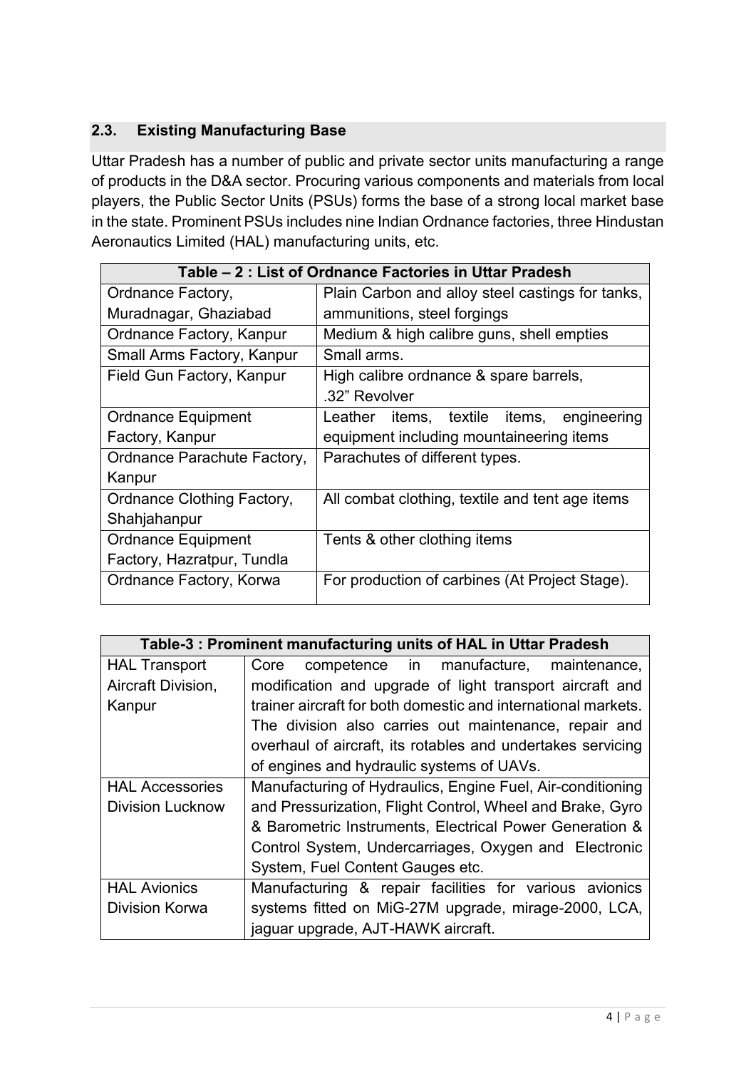## 2.3. Existing Manufacturing Base

Uttar Pradesh has a number of public and private sector units manufacturing a range of products in the D&A sector. Procuring various components and materials from local players, the Public Sector Units (PSUs) forms the base of a strong local market base in the state. Prominent PSUs includes nine Indian Ordnance factories, three Hindustan Aeronautics Limited (HAL) manufacturing units, etc.

| Table – 2 : List of Ordnance Factories in Uttar Pradesh | |
|---|---|
| Ordnance Factory, Muradnagar, Ghaziabad | Plain Carbon and alloy steel castings for tanks, ammunitions, steel forgings |
| Ordnance Factory, Kanpur | Medium & high calibre guns, shell empties |
| Small Arms Factory, Kanpur | Small arms. |
| Field Gun Factory, Kanpur | High calibre ordnance & spare barrels, .32" Revolver |
| Ordnance Equipment Factory, Kanpur | Leather items, textile items, engineering equipment including mountaineering items |
| Ordnance Parachute Factory, Kanpur | Parachutes of different types. |
| Ordnance Clothing Factory, Shahjahanpur | All combat clothing, textile and tent age items |
| Ordnance Equipment Factory, Hazratpur, Tundla | Tents & other clothing items |
| Ordnance Factory, Korwa | For production of carbines (At Project Stage). |

| Table-3 : Prominent manufacturing units of HAL in Uttar Pradesh | |
|---|---|
| HAL Transport Aircraft Division, Kanpur | Core competence in manufacture, maintenance, modification and upgrade of light transport aircraft and trainer aircraft for both domestic and international markets. The division also carries out maintenance, repair and overhaul of aircraft, its rotables and undertakes servicing of engines and hydraulic systems of UAVs. |
| HAL Accessories Division Lucknow | Manufacturing of Hydraulics, Engine Fuel, Air-conditioning and Pressurization, Flight Control, Wheel and Brake, Gyro & Barometric Instruments, Electrical Power Generation & Control System, Undercarriages, Oxygen and Electronic System, Fuel Content Gauges etc. |
| HAL Avionics Division Korwa | Manufacturing & repair facilities for various avionics systems fitted on MiG-27M upgrade, mirage-2000, LCA, jaguar upgrade, AJT-HAWK aircraft. |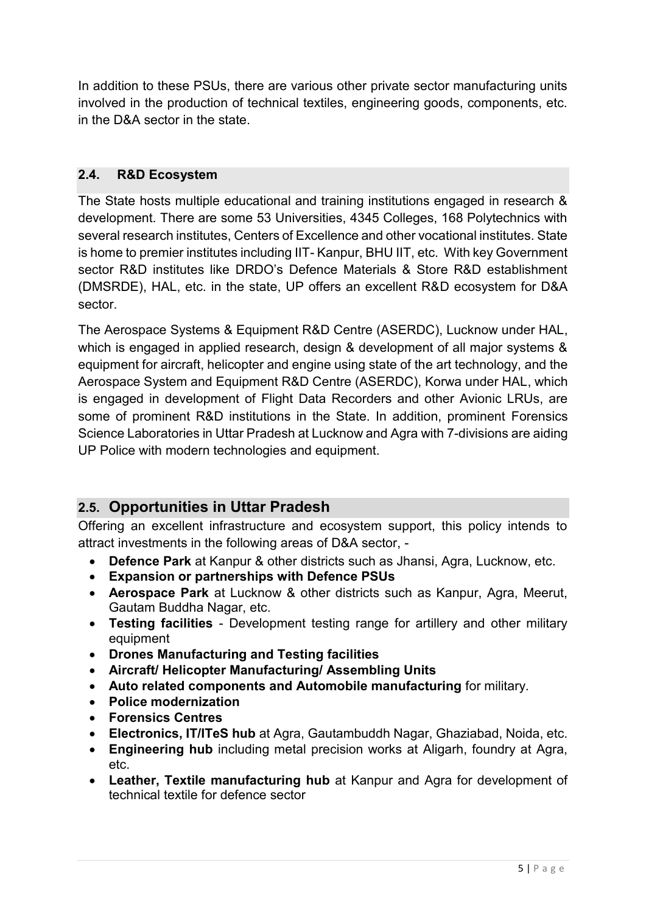In addition to these PSUs, there are various other private sector manufacturing units involved in the production of technical textiles, engineering goods, components, etc. in the D&A sector in the state.

### 2.4. R&D Ecosystem

The State hosts multiple educational and training institutions engaged in research & development. There are some 53 Universities, 4345 Colleges, 168 Polytechnics with several research institutes, Centers of Excellence and other vocational institutes. State is home to premier institutes including IIT- Kanpur, BHU IIT, etc. With key Government sector R&D institutes like DRDO's Defence Materials & Store R&D establishment (DMSRDE), HAL, etc. in the state, UP offers an excellent R&D ecosystem for D&A sector.

The Aerospace Systems & Equipment R&D Centre (ASERDC), Lucknow under HAL, which is engaged in applied research, design & development of all major systems & equipment for aircraft, helicopter and engine using state of the art technology, and the Aerospace System and Equipment R&D Centre (ASERDC), Korwa under HAL, which is engaged in development of Flight Data Recorders and other Avionic LRUs, are some of prominent R&D institutions in the State. In addition, prominent Forensics Science Laboratories in Uttar Pradesh at Lucknow and Agra with 7-divisions are aiding UP Police with modern technologies and equipment.

## 2.5. Opportunities in Uttar Pradesh

Offering an excellent infrastructure and ecosystem support, this policy intends to attract investments in the following areas of D&A sector, -

- **Defence Park** at Kanpur & other districts such as Jhansi, Agra, Lucknow, etc.
- **Expansion or partnerships with Defence PSUs**
- **Aerospace Park** at Lucknow & other districts such as Kanpur, Agra, Meerut, Gautam Buddha Nagar, etc.
- **Testing facilities** - Development testing range for artillery and other military equipment
- **Drones Manufacturing and Testing facilities**
- **Aircraft/ Helicopter Manufacturing/ Assembling Units**
- **Auto related components and Automobile manufacturing** for military.
- **Police modernization**
- **Forensics Centres**
- **Electronics, IT/ITeS hub** at Agra, Gautambuddh Nagar, Ghaziabad, Noida, etc.
- **Engineering hub** including metal precision works at Aligarh, foundry at Agra, etc.
- **Leather, Textile manufacturing hub** at Kanpur and Agra for development of technical textile for defence sector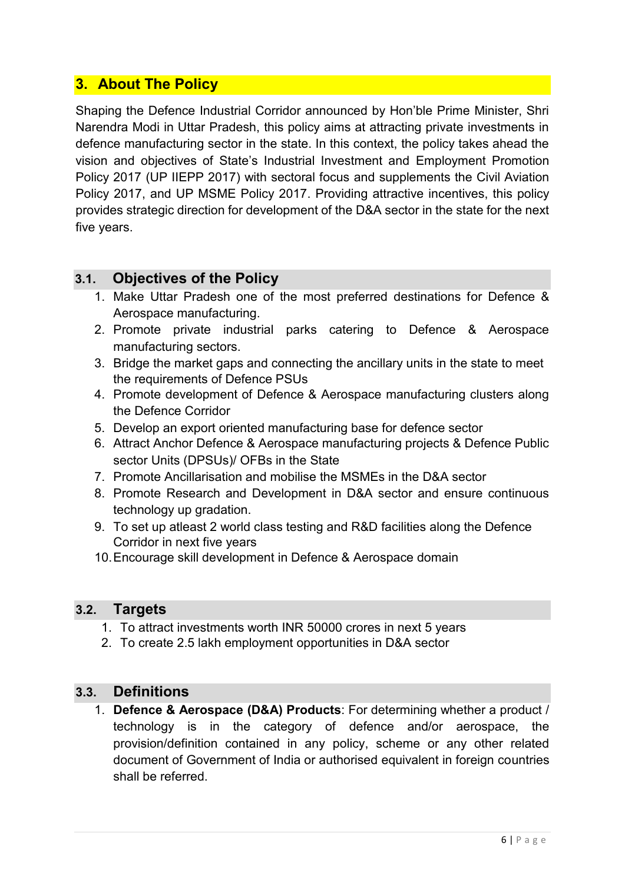## 3. About The Policy

Shaping the Defence Industrial Corridor announced by Hon'ble Prime Minister, Shri Narendra Modi in Uttar Pradesh, this policy aims at attracting private investments in defence manufacturing sector in the state. In this context, the policy takes ahead the vision and objectives of State's Industrial Investment and Employment Promotion Policy 2017 (UP IIEPP 2017) with sectoral focus and supplements the Civil Aviation Policy 2017, and UP MSME Policy 2017. Providing attractive incentives, this policy provides strategic direction for development of the D&A sector in the state for the next five years.

### 3.1. Objectives of the Policy

1. Make Uttar Pradesh one of the most preferred destinations for Defence & Aerospace manufacturing.
2. Promote private industrial parks catering to Defence & Aerospace manufacturing sectors.
3. Bridge the market gaps and connecting the ancillary units in the state to meet the requirements of Defence PSUs
4. Promote development of Defence & Aerospace manufacturing clusters along the Defence Corridor
5. Develop an export oriented manufacturing base for defence sector
6. Attract Anchor Defence & Aerospace manufacturing projects & Defence Public sector Units (DPSUs)/ OFBs in the State
7. Promote Ancillarisation and mobilise the MSMEs in the D&A sector
8. Promote Research and Development in D&A sector and ensure continuous technology up gradation.
9. To set up atleast 2 world class testing and R&D facilities along the Defence Corridor in next five years
10. Encourage skill development in Defence & Aerospace domain

### 3.2. Targets

1. To attract investments worth INR 50000 crores in next 5 years
2. To create 2.5 lakh employment opportunities in D&A sector

### 3.3. Definitions

1. **Defence & Aerospace (D&A) Products**: For determining whether a product / technology is in the category of defence and/or aerospace, the provision/definition contained in any policy, scheme or any other related document of Government of India or authorised equivalent in foreign countries shall be referred.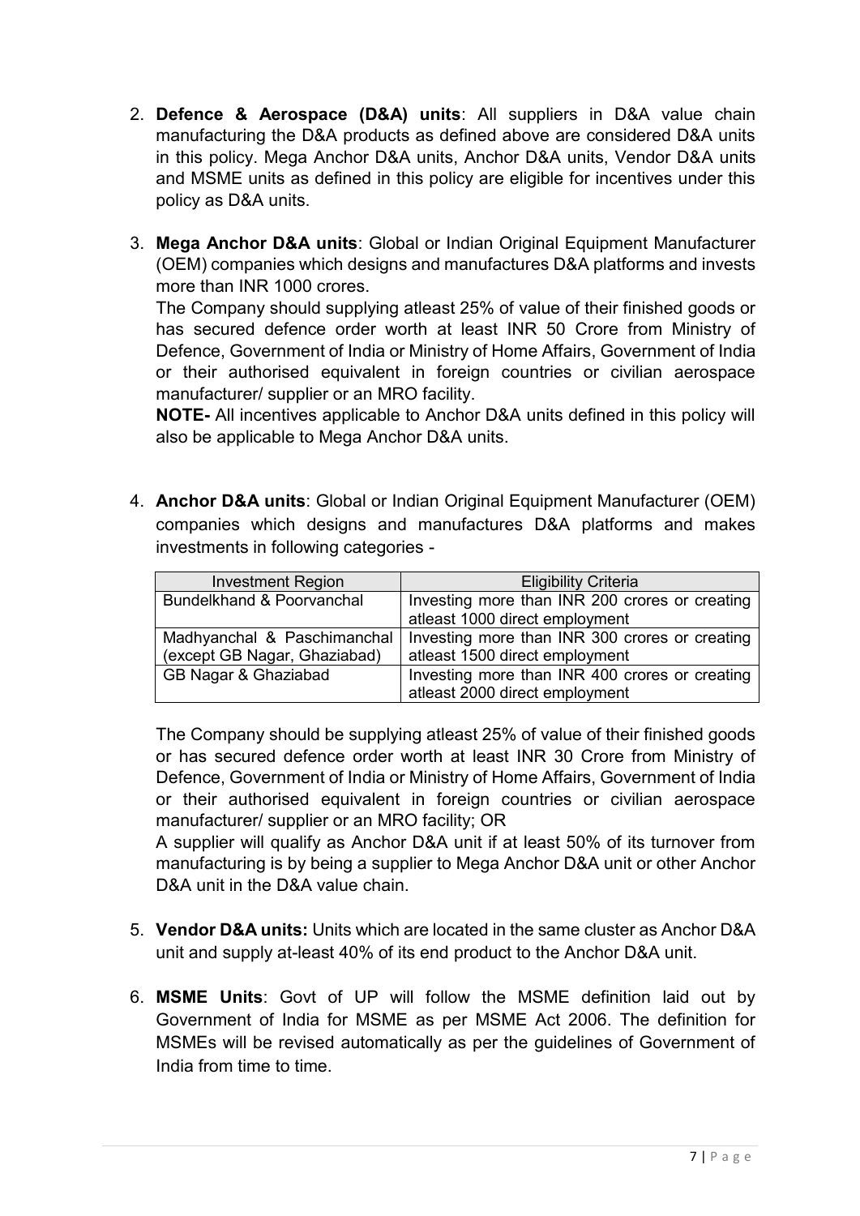2. **Defence & Aerospace (D&A) units**: All suppliers in D&A value chain manufacturing the D&A products as defined above are considered D&A units in this policy. Mega Anchor D&A units, Anchor D&A units, Vendor D&A units and MSME units as defined in this policy are eligible for incentives under this policy as D&A units.

3. **Mega Anchor D&A units**: Global or Indian Original Equipment Manufacturer (OEM) companies which designs and manufactures D&A platforms and invests more than INR 1000 crores.

   The Company should supplying atleast 25% of value of their finished goods or has secured defence order worth at least INR 50 Crore from Ministry of Defence, Government of India or Ministry of Home Affairs, Government of India or their authorised equivalent in foreign countries or civilian aerospace manufacturer/ supplier or an MRO facility.

   **NOTE-** All incentives applicable to Anchor D&A units defined in this policy will also be applicable to Mega Anchor D&A units.

4. **Anchor D&A units**: Global or Indian Original Equipment Manufacturer (OEM) companies which designs and manufactures D&A platforms and makes investments in following categories -

| Investment Region | Eligibility Criteria |
|---|---|
| Bundelkhand & Poorvanchal | Investing more than INR 200 crores or creating atleast 1000 direct employment |
| Madhyanchal & Paschimanchal (except GB Nagar, Ghaziabad) | Investing more than INR 300 crores or creating atleast 1500 direct employment |
| GB Nagar & Ghaziabad | Investing more than INR 400 crores or creating atleast 2000 direct employment |

   The Company should be supplying atleast 25% of value of their finished goods or has secured defence order worth at least INR 30 Crore from Ministry of Defence, Government of India or Ministry of Home Affairs, Government of India or their authorised equivalent in foreign countries or civilian aerospace manufacturer/ supplier or an MRO facility; OR

   A supplier will qualify as Anchor D&A unit if at least 50% of its turnover from manufacturing is by being a supplier to Mega Anchor D&A unit or other Anchor D&A unit in the D&A value chain.

5. **Vendor D&A units:** Units which are located in the same cluster as Anchor D&A unit and supply at-least 40% of its end product to the Anchor D&A unit.

6. **MSME Units**: Govt of UP will follow the MSME definition laid out by Government of India for MSME as per MSME Act 2006. The definition for MSMEs will be revised automatically as per the guidelines of Government of India from time to time.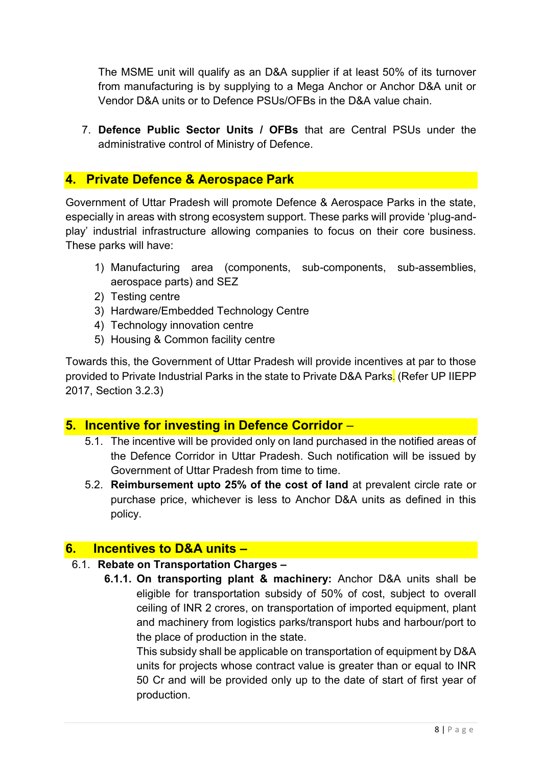The MSME unit will qualify as an D&A supplier if at least 50% of its turnover from manufacturing is by supplying to a Mega Anchor or Anchor D&A unit or Vendor D&A units or to Defence PSUs/OFBs in the D&A value chain.

7. **Defence Public Sector Units / OFBs** that are Central PSUs under the administrative control of Ministry of Defence.

## 4. Private Defence & Aerospace Park

Government of Uttar Pradesh will promote Defence & Aerospace Parks in the state, especially in areas with strong ecosystem support. These parks will provide 'plug-and-play' industrial infrastructure allowing companies to focus on their core business. These parks will have:

1) Manufacturing area (components, sub-components, sub-assemblies, aerospace parts) and SEZ
2) Testing centre
3) Hardware/Embedded Technology Centre
4) Technology innovation centre
5) Housing & Common facility centre

Towards this, the Government of Uttar Pradesh will provide incentives at par to those provided to Private Industrial Parks in the state to Private D&A Parks. (Refer UP IIEPP 2017, Section 3.2.3)

## 5. Incentive for investing in Defence Corridor –

5.1. The incentive will be provided only on land purchased in the notified areas of the Defence Corridor in Uttar Pradesh. Such notification will be issued by Government of Uttar Pradesh from time to time.

5.2. **Reimbursement upto 25% of the cost of land** at prevalent circle rate or purchase price, whichever is less to Anchor D&A units as defined in this policy.

## 6. Incentives to D&A units –

### 6.1. Rebate on Transportation Charges –

**6.1.1. On transporting plant & machinery:** Anchor D&A units shall be eligible for transportation subsidy of 50% of cost, subject to overall ceiling of INR 2 crores, on transportation of imported equipment, plant and machinery from logistics parks/transport hubs and harbour/port to the place of production in the state.

This subsidy shall be applicable on transportation of equipment by D&A units for projects whose contract value is greater than or equal to INR 50 Cr and will be provided only up to the date of start of first year of production.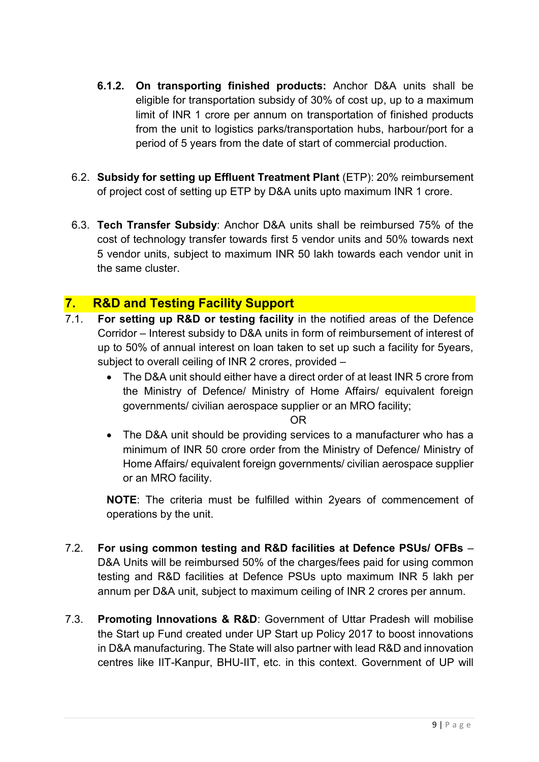**6.1.2. On transporting finished products:** Anchor D&A units shall be eligible for transportation subsidy of 30% of cost up, up to a maximum limit of INR 1 crore per annum on transportation of finished products from the unit to logistics parks/transportation hubs, harbour/port for a period of 5 years from the date of start of commercial production.

6.2. **Subsidy for setting up Effluent Treatment Plant** (ETP): 20% reimbursement of project cost of setting up ETP by D&A units upto maximum INR 1 crore.

6.3. **Tech Transfer Subsidy**: Anchor D&A units shall be reimbursed 75% of the cost of technology transfer towards first 5 vendor units and 50% towards next 5 vendor units, subject to maximum INR 50 lakh towards each vendor unit in the same cluster.

## 7. R&D and Testing Facility Support

7.1. **For setting up R&D or testing facility** in the notified areas of the Defence Corridor – Interest subsidy to D&A units in form of reimbursement of interest of up to 50% of annual interest on loan taken to set up such a facility for 5years, subject to overall ceiling of INR 2 crores, provided –

- The D&A unit should either have a direct order of at least INR 5 crore from the Ministry of Defence/ Ministry of Home Affairs/ equivalent foreign governments/ civilian aerospace supplier or an MRO facility;

  OR

- The D&A unit should be providing services to a manufacturer who has a minimum of INR 50 crore order from the Ministry of Defence/ Ministry of Home Affairs/ equivalent foreign governments/ civilian aerospace supplier or an MRO facility.

**NOTE**: The criteria must be fulfilled within 2years of commencement of operations by the unit.

7.2. **For using common testing and R&D facilities at Defence PSUs/ OFBs** – D&A Units will be reimbursed 50% of the charges/fees paid for using common testing and R&D facilities at Defence PSUs upto maximum INR 5 lakh per annum per D&A unit, subject to maximum ceiling of INR 2 crores per annum.

7.3. **Promoting Innovations & R&D**: Government of Uttar Pradesh will mobilise the Start up Fund created under UP Start up Policy 2017 to boost innovations in D&A manufacturing. The State will also partner with lead R&D and innovation centres like IIT-Kanpur, BHU-IIT, etc. in this context. Government of UP will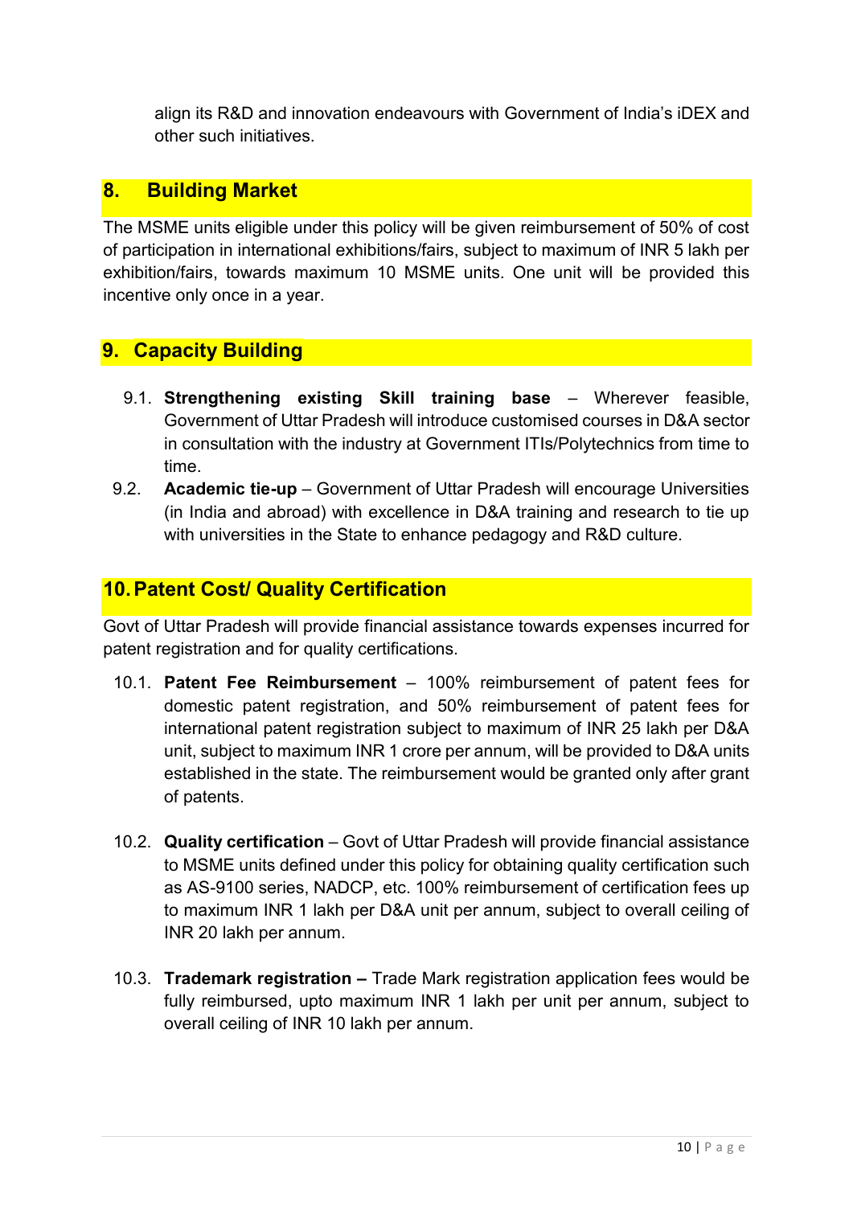align its R&D and innovation endeavours with Government of India's iDEX and other such initiatives.

## 8. Building Market

The MSME units eligible under this policy will be given reimbursement of 50% of cost of participation in international exhibitions/fairs, subject to maximum of INR 5 lakh per exhibition/fairs, towards maximum 10 MSME units. One unit will be provided this incentive only once in a year.

## 9. Capacity Building

9.1. **Strengthening existing Skill training base** – Wherever feasible, Government of Uttar Pradesh will introduce customised courses in D&A sector in consultation with the industry at Government ITIs/Polytechnics from time to time.

9.2. **Academic tie-up** – Government of Uttar Pradesh will encourage Universities (in India and abroad) with excellence in D&A training and research to tie up with universities in the State to enhance pedagogy and R&D culture.

## 10. Patent Cost/ Quality Certification

Govt of Uttar Pradesh will provide financial assistance towards expenses incurred for patent registration and for quality certifications.

10.1. **Patent Fee Reimbursement** – 100% reimbursement of patent fees for domestic patent registration, and 50% reimbursement of patent fees for international patent registration subject to maximum of INR 25 lakh per D&A unit, subject to maximum INR 1 crore per annum, will be provided to D&A units established in the state. The reimbursement would be granted only after grant of patents.

10.2. **Quality certification** – Govt of Uttar Pradesh will provide financial assistance to MSME units defined under this policy for obtaining quality certification such as AS-9100 series, NADCP, etc. 100% reimbursement of certification fees up to maximum INR 1 lakh per D&A unit per annum, subject to overall ceiling of INR 20 lakh per annum.

10.3. **Trademark registration –** Trade Mark registration application fees would be fully reimbursed, upto maximum INR 1 lakh per unit per annum, subject to overall ceiling of INR 10 lakh per annum.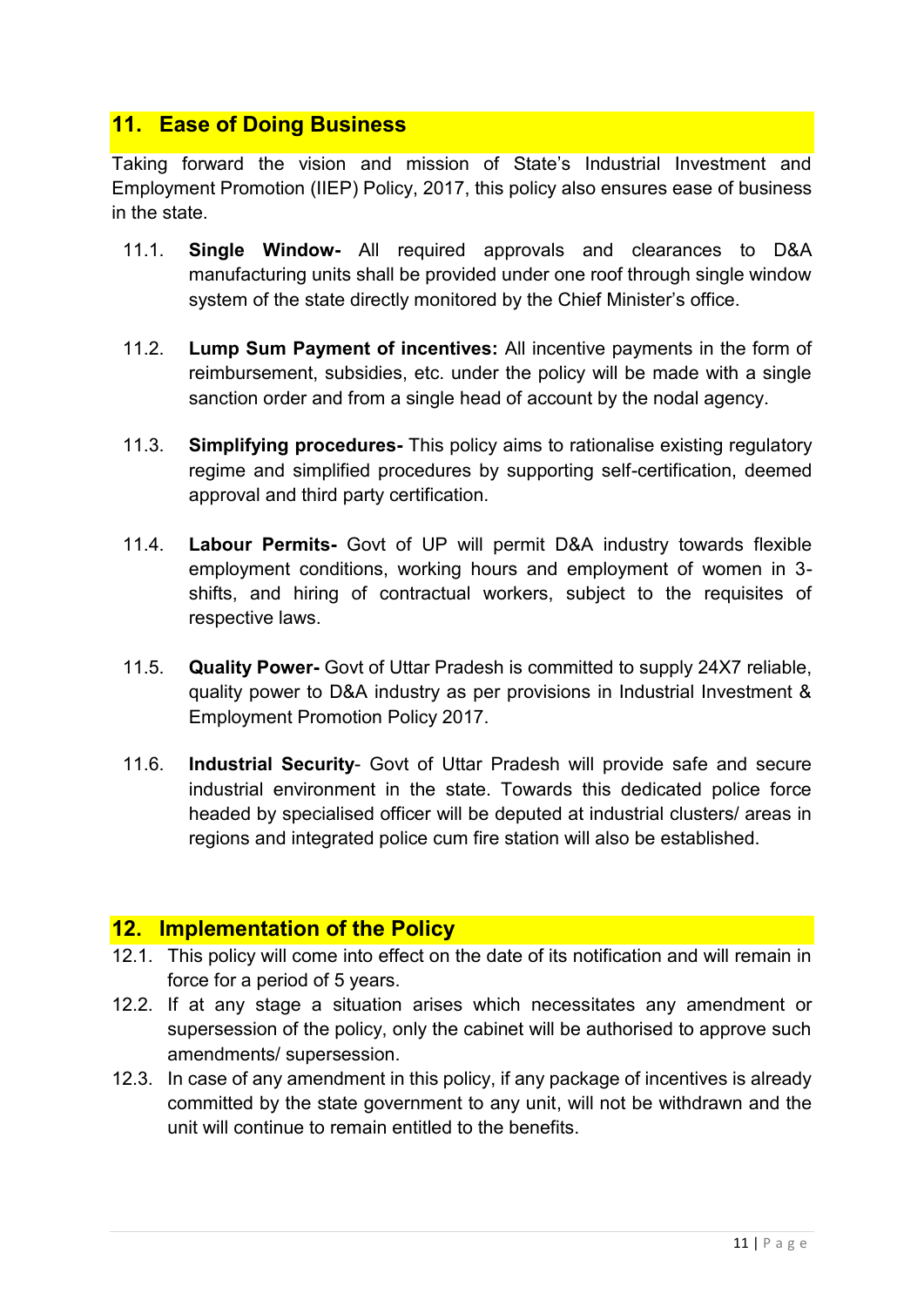## 11. Ease of Doing Business

Taking forward the vision and mission of State's Industrial Investment and Employment Promotion (IIEP) Policy, 2017, this policy also ensures ease of business in the state.

11.1. **Single Window-** All required approvals and clearances to D&A manufacturing units shall be provided under one roof through single window system of the state directly monitored by the Chief Minister's office.

11.2. **Lump Sum Payment of incentives:** All incentive payments in the form of reimbursement, subsidies, etc. under the policy will be made with a single sanction order and from a single head of account by the nodal agency.

11.3. **Simplifying procedures-** This policy aims to rationalise existing regulatory regime and simplified procedures by supporting self-certification, deemed approval and third party certification.

11.4. **Labour Permits-** Govt of UP will permit D&A industry towards flexible employment conditions, working hours and employment of women in 3-shifts, and hiring of contractual workers, subject to the requisites of respective laws.

11.5. **Quality Power-** Govt of Uttar Pradesh is committed to supply 24X7 reliable, quality power to D&A industry as per provisions in Industrial Investment & Employment Promotion Policy 2017.

11.6. **Industrial Security**- Govt of Uttar Pradesh will provide safe and secure industrial environment in the state. Towards this dedicated police force headed by specialised officer will be deputed at industrial clusters/ areas in regions and integrated police cum fire station will also be established.

## 12. Implementation of the Policy

12.1. This policy will come into effect on the date of its notification and will remain in force for a period of 5 years.

12.2. If at any stage a situation arises which necessitates any amendment or supersession of the policy, only the cabinet will be authorised to approve such amendments/ supersession.

12.3. In case of any amendment in this policy, if any package of incentives is already committed by the state government to any unit, will not be withdrawn and the unit will continue to remain entitled to the benefits.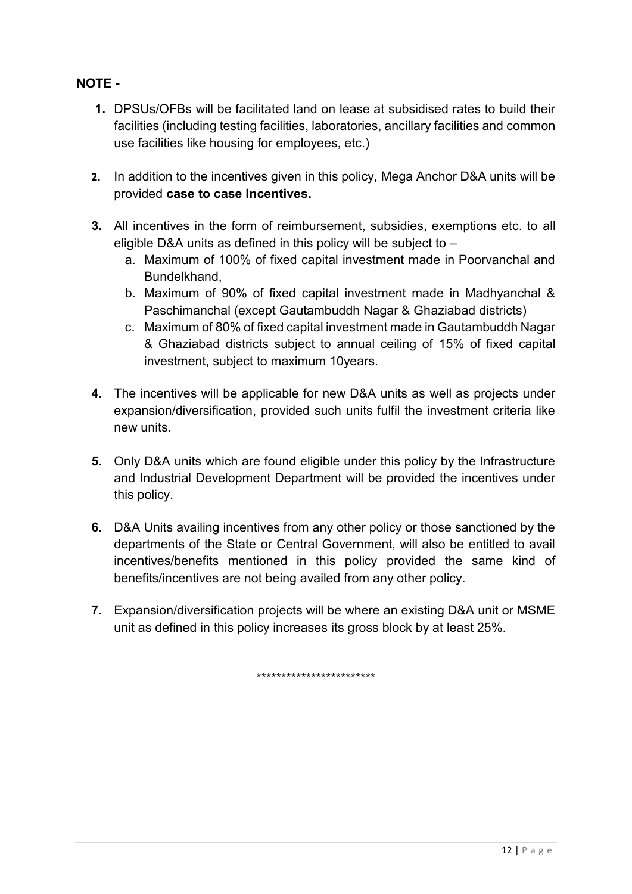**NOTE -**

1. DPSUs/OFBs will be facilitated land on lease at subsidised rates to build their facilities (including testing facilities, laboratories, ancillary facilities and common use facilities like housing for employees, etc.)

2. In addition to the incentives given in this policy, Mega Anchor D&A units will be provided **case to case Incentives.**

3. All incentives in the form of reimbursement, subsidies, exemptions etc. to all eligible D&A units as defined in this policy will be subject to –
   a. Maximum of 100% of fixed capital investment made in Poorvanchal and Bundelkhand,
   b. Maximum of 90% of fixed capital investment made in Madhyanchal & Paschimanchal (except Gautambuddh Nagar & Ghaziabad districts)
   c. Maximum of 80% of fixed capital investment made in Gautambuddh Nagar & Ghaziabad districts subject to annual ceiling of 15% of fixed capital investment, subject to maximum 10years.

4. The incentives will be applicable for new D&A units as well as projects under expansion/diversification, provided such units fulfil the investment criteria like new units.

5. Only D&A units which are found eligible under this policy by the Infrastructure and Industrial Development Department will be provided the incentives under this policy.

6. D&A Units availing incentives from any other policy or those sanctioned by the departments of the State or Central Government, will also be entitled to avail incentives/benefits mentioned in this policy provided the same kind of benefits/incentives are not being availed from any other policy.

7. Expansion/diversification projects will be where an existing D&A unit or MSME unit as defined in this policy increases its gross block by at least 25%.

************************